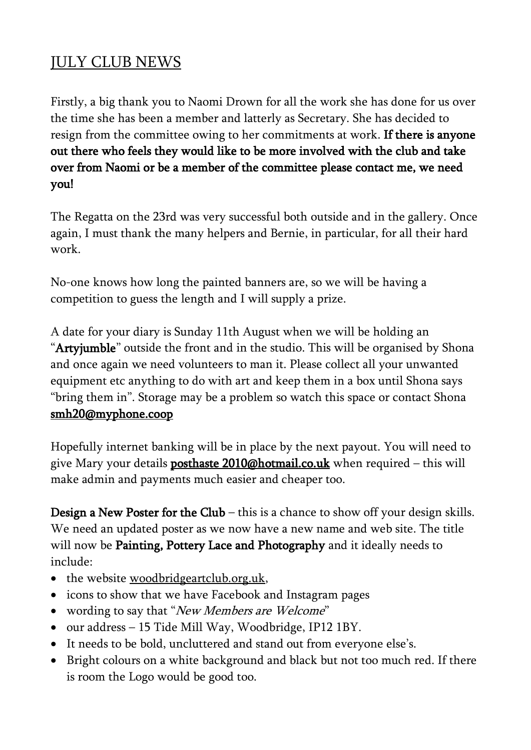## JULY CLUB NEWS

Firstly, a big thank you to Naomi Drown for all the work she has done for us over the time she has been a member and latterly as Secretary. She has decided to resign from the committee owing to her commitments at work. **If there is anyone out there who feels they would like to be more involved with the club and take over from Naomi or be a member of the committee please contact me, we need you!**

The Regatta on the 23rd was very successful both outside and in the gallery. Once again, I must thank the many helpers and Bernie, in particular, for all their hard work.

No-one knows how long the painted banners are, so we will be having a competition to guess the length and I will supply a prize.

A date for your diary is Sunday 11th August when we will be holding an "**Artyjumble**" outside the front and in the studio. This will be organised by Shona and once again we need volunteers to man it. Please collect all your unwanted equipment etc anything to do with art and keep them in a box until Shona says "bring them in". Storage may be a problem so watch this space or contact Shona **smh20@myphone.coop**

Hopefully internet banking will be in place by the next payout. You will need to give Mary your details **posthaste 2010@hotmail.co.uk** when required – this will make admin and payments much easier and cheaper too.

**Design a New Poster for the Club** – this is a chance to show off your design skills. We need an updated poster as we now have a new name and web site. The title will now be **Painting, Pottery Lace and Photography** and it ideally needs to include:

- the website woodbridgeartclub.org.uk,
- icons to show that we have Facebook and Instagram pages
- wording to say that "*New Members are Welcome*"
- our address – 15 Tide Mill Way, Woodbridge, IP12 1BY.
- It needs to be bold, uncluttered and stand out from everyone else's.
- Bright colours on a white background and black but not too much red. If there is room the Logo would be good too.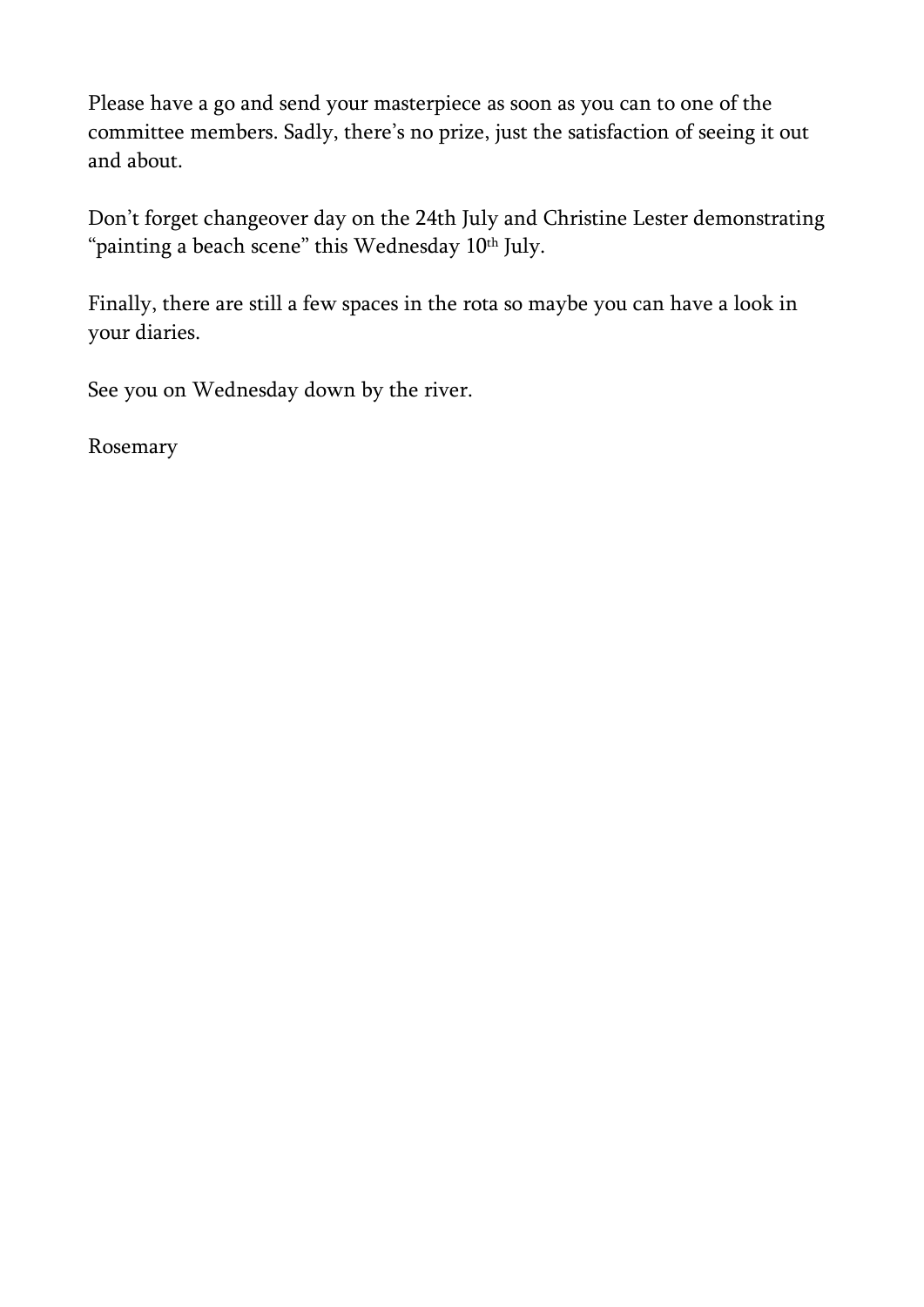Please have a go and send your masterpiece as soon as you can to one of the committee members. Sadly, there's no prize, just the satisfaction of seeing it out and about.

Don't forget changeover day on the 24th July and Christine Lester demonstrating "painting a beach scene" this Wednesday 10th July.

Finally, there are still a few spaces in the rota so maybe you can have a look in your diaries.

See you on Wednesday down by the river.

Rosemary